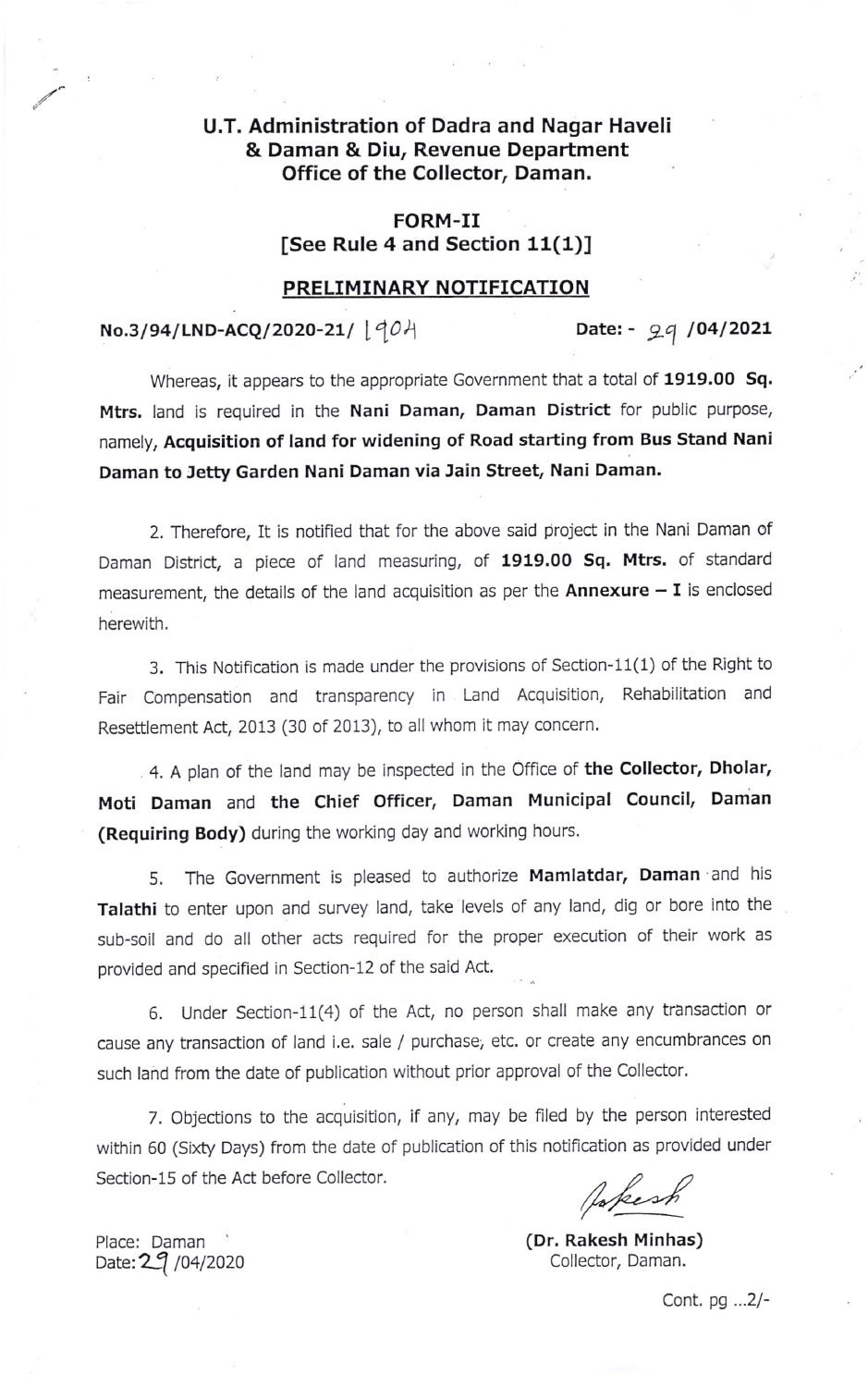**U.T. Administration of Dadra and Nagar Haveli & Daman & Diu, Revenue Department Office of the Collector, Daman.**

## FORM-II
**[See Rule 4 and Section 11(1)]**

## PRELIMINARY NOTIFICATION

**No.3/94/LND-ACQ/2020-21/ 1904** **Date: - 29 /04/2021**

Whereas, it appears to the appropriate Government that a total of **1919.00 Sq. Mtrs.** land is required in the **Nani Daman, Daman District** for public purpose, namely, **Acquisition of land for widening of Road starting from Bus Stand Nani Daman to Jetty Garden Nani Daman via Jain Street, Nani Daman.**

2. Therefore, It is notified that for the above said project in the Nani Daman of Daman District, a piece of land measuring, of **1919.00 Sq. Mtrs.** of standard measurement, the details of the land acquisition as per the **Annexure – I** is enclosed herewith.

3. This Notification is made under the provisions of Section-11(1) of the Right to Fair Compensation and transparency in Land Acquisition, Rehabilitation and Resettlement Act, 2013 (30 of 2013), to all whom it may concern.

4. A plan of the land may be inspected in the Office of **the Collector, Dholar, Moti Daman** and **the Chief Officer, Daman Municipal Council, Daman (Requiring Body)** during the working day and working hours.

5. The Government is pleased to authorize **Mamlatdar, Daman** and his **Talathi** to enter upon and survey land, take levels of any land, dig or bore into the sub-soil and do all other acts required for the proper execution of their work as provided and specified in Section-12 of the said Act.

6. Under Section-11(4) of the Act, no person shall make any transaction or cause any transaction of land i.e. sale / purchase, etc. or create any encumbrances on such land from the date of publication without prior approval of the Collector.

7. Objections to the acquisition, if any, may be filed by the person interested within 60 (Sixty Days) from the date of publication of this notification as provided under Section-15 of the Act before Collector.

Place: Daman
Date: 29 /04/2020

**(Dr. Rakesh Minhas)**
Collector, Daman.

Cont. pg ...2/-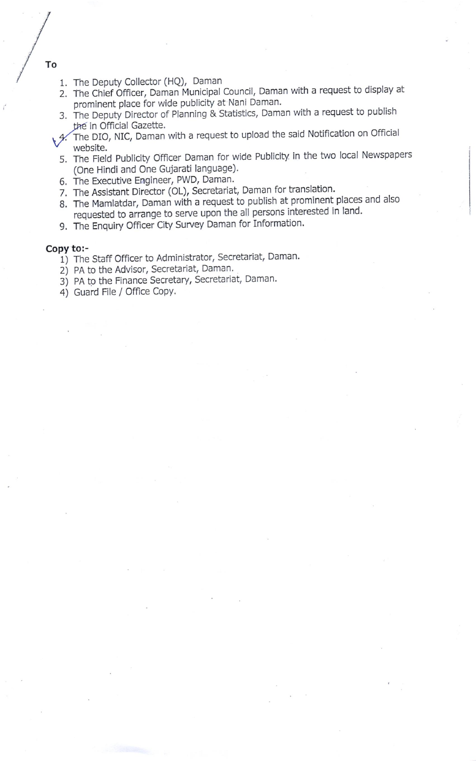**To**

1. The Deputy Collector (HQ), Daman
2. The Chief Officer, Daman Municipal Council, Daman with a request to display at prominent place for wide publicity at Nani Daman.
3. The Deputy Director of Planning & Statistics, Daman with a request to publish the in Official Gazette.
4. The DIO, NIC, Daman with a request to upload the said Notification on Official website.
5. The Field Publicity Officer Daman for wide Publicity in the two local Newspapers (One Hindi and One Gujarati language).
6. The Executive Engineer, PWD, Daman.
7. The Assistant Director (OL), Secretariat, Daman for translation.
8. The Mamlatdar, Daman with a request to publish at prominent places and also requested to arrange to serve upon the all persons interested in land.
9. The Enquiry Officer City Survey Daman for Information.

**Copy to:-**

1) The Staff Officer to Administrator, Secretariat, Daman.
2) PA to the Advisor, Secretariat, Daman.
3) PA to the Finance Secretary, Secretariat, Daman.
4) Guard File / Office Copy.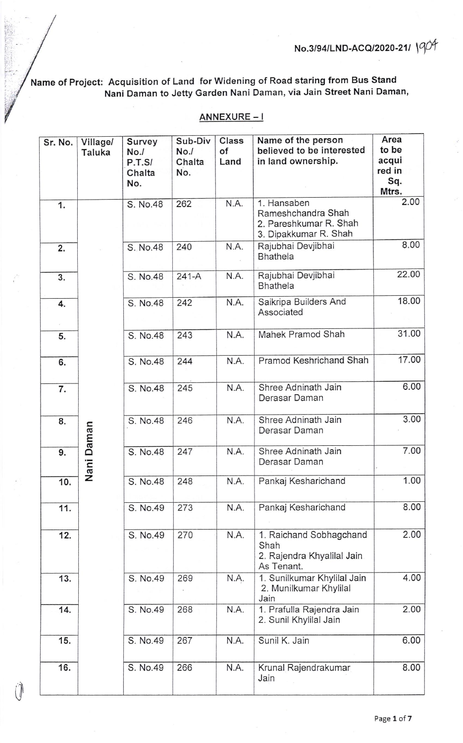No.3/94/LND-ACQ/2020-21/ 1904

**Name of Project: Acquisition of Land for Widening of Road staring from Bus Stand Nani Daman to Jetty Garden Nani Daman, via Jain Street Nani Daman,**

## ANNEXURE – I

| Sr. No. | Village/ Taluka | Survey No./ P.T.S/ Chalta No. | Sub-Div No./ Chalta No. | Class of Land | Name of the person believed to be interested in land ownership. | Area to be acquired in Sq. Mtrs. |
|---|---|---|---|---|---|---|
| 1. | Nani Daman | S. No.48 | 262 | N.A. | 1. Hansaben Rameshchandra Shah 2. Pareshkumar R. Shah 3. Dipakkumar R. Shah | 2.00 |
| 2. | | S. No.48 | 240 | N.A. | Rajubhai Devjibhai Bhathela | 8.00 |
| 3. | | S. No.48 | 241-A | N.A. | Rajubhai Devjibhai Bhathela | 22.00 |
| 4. | | S. No.48 | 242 | N.A. | Saikripa Builders And Associated | 18.00 |
| 5. | | S. No.48 | 243 | N.A. | Mahek Pramod Shah | 31.00 |
| 6. | | S. No.48 | 244 | N.A. | Pramod Keshrichand Shah | 17.00 |
| 7. | | S. No.48 | 245 | N.A. | Shree Adninath Jain Derasar Daman | 6.00 |
| 8. | | S. No.48 | 246 | N.A. | Shree Adninath Jain Derasar Daman | 3.00 |
| 9. | | S. No.48 | 247 | N.A. | Shree Adninath Jain Derasar Daman | 7.00 |
| 10. | | S. No.48 | 248 | N.A. | Pankaj Kesharichand | 1.00 |
| 11. | | S. No.49 | 273 | N.A. | Pankaj Kesharichand | 8.00 |
| 12. | | S. No.49 | 270 | N.A. | 1. Raichand Sobhagchand Shah 2. Rajendra Khyalilal Jain As Tenant. | 2.00 |
| 13. | | S. No.49 | 269 | N.A. | 1. Sunilkumar Khylilal Jain 2. Munilkumar Khylilal Jain | 4.00 |
| 14. | | S. No.49 | 268 | N.A. | 1. Prafulla Rajendra Jain 2. Sunil Khylilal Jain | 2.00 |
| 15. | | S. No.49 | 267 | N.A. | Sunil K. Jain | 6.00 |
| 16. | | S. No.49 | 266 | N.A. | Krunal Rajendrakumar Jain | 8.00 |